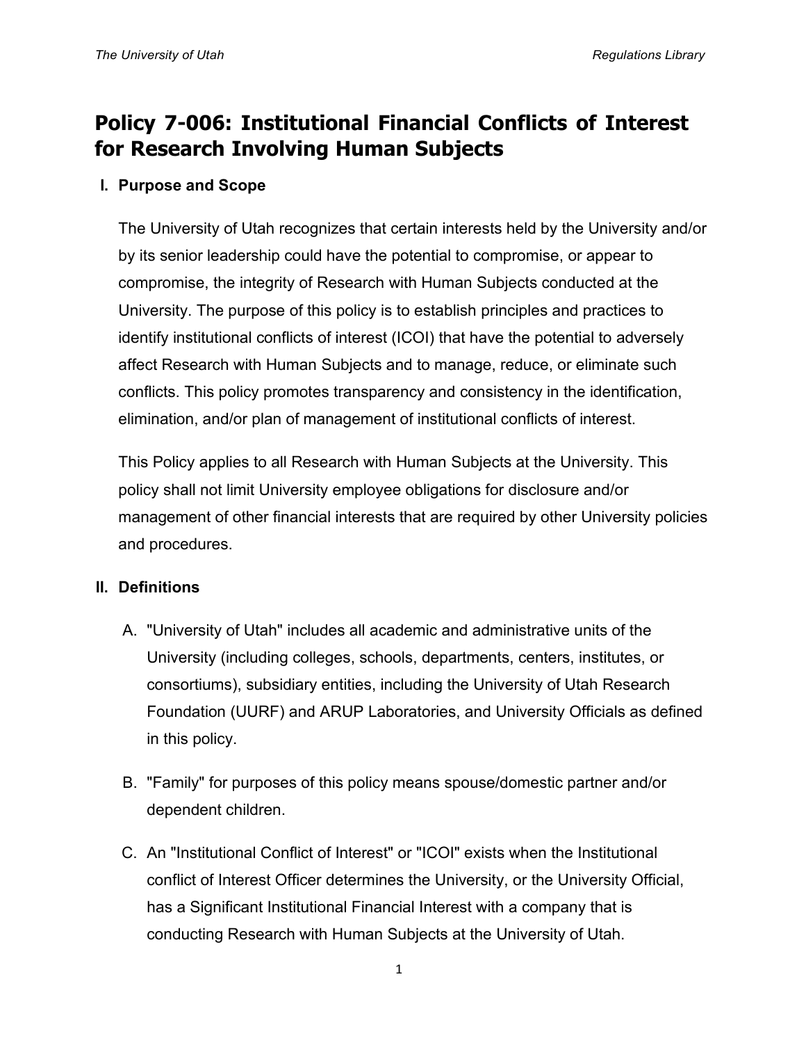# Policy 7-006: Institutional Financial Conflicts of Interest for Research Involving Human Subjects

## I. Purpose and Scope

The University of Utah recognizes that certain interests held by the University and/or by its senior leadership could have the potential to compromise, or appear to compromise, the integrity of Research with Human Subjects conducted at the University. The purpose of this policy is to establish principles and practices to identify institutional conflicts of interest (ICOI) that have the potential to adversely affect Research with Human Subjects and to manage, reduce, or eliminate such conflicts. This policy promotes transparency and consistency in the identification, elimination, and/or plan of management of institutional conflicts of interest.

This Policy applies to all Research with Human Subjects at the University. This policy shall not limit University employee obligations for disclosure and/or management of other financial interests that are required by other University policies and procedures.

## II. Definitions

A. "University of Utah" includes all academic and administrative units of the University (including colleges, schools, departments, centers, institutes, or consortiums), subsidiary entities, including the University of Utah Research Foundation (UURF) and ARUP Laboratories, and University Officials as defined in this policy.

B. "Family" for purposes of this policy means spouse/domestic partner and/or dependent children.

C. An "Institutional Conflict of Interest" or "ICOI" exists when the Institutional conflict of Interest Officer determines the University, or the University Official, has a Significant Institutional Financial Interest with a company that is conducting Research with Human Subjects at the University of Utah.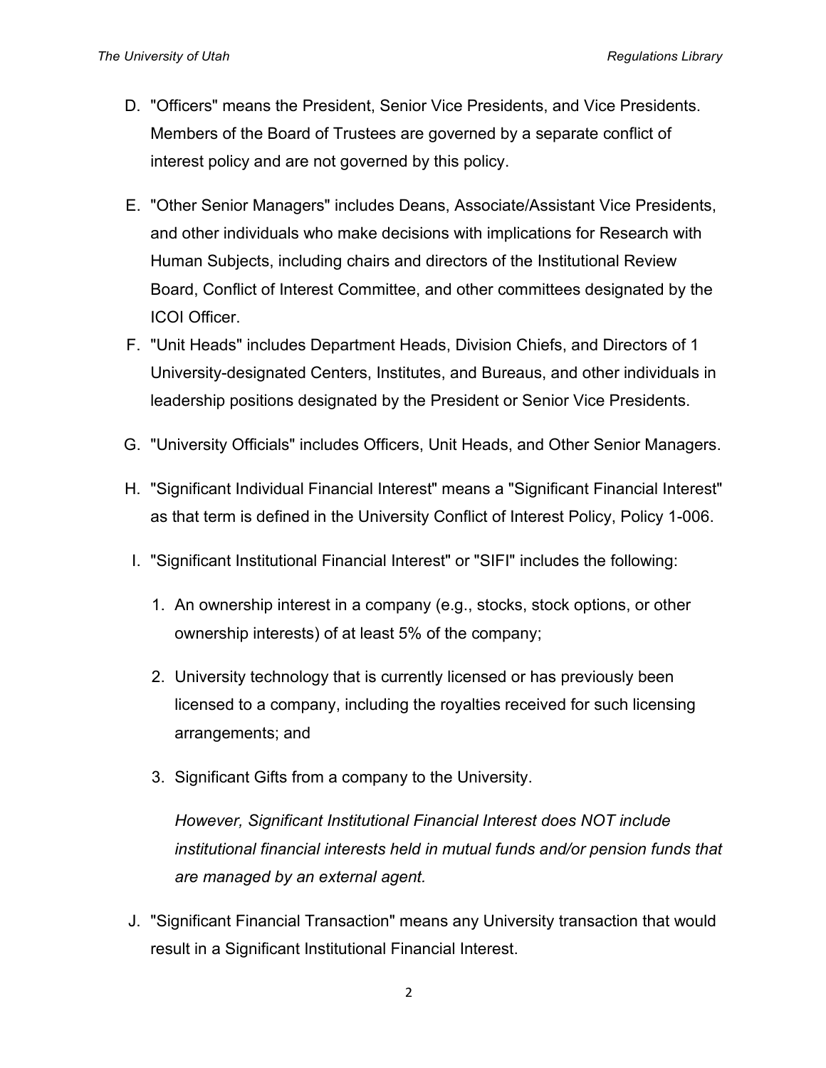D. "Officers" means the President, Senior Vice Presidents, and Vice Presidents. Members of the Board of Trustees are governed by a separate conflict of interest policy and are not governed by this policy.

E. "Other Senior Managers" includes Deans, Associate/Assistant Vice Presidents, and other individuals who make decisions with implications for Research with Human Subjects, including chairs and directors of the Institutional Review Board, Conflict of Interest Committee, and other committees designated by the ICOI Officer.

F. "Unit Heads" includes Department Heads, Division Chiefs, and Directors of 1 University-designated Centers, Institutes, and Bureaus, and other individuals in leadership positions designated by the President or Senior Vice Presidents.

G. "University Officials" includes Officers, Unit Heads, and Other Senior Managers.

H. "Significant Individual Financial Interest" means a "Significant Financial Interest" as that term is defined in the University Conflict of Interest Policy, Policy 1-006.

I. "Significant Institutional Financial Interest" or "SIFI" includes the following:

   1. An ownership interest in a company (e.g., stocks, stock options, or other ownership interests) of at least 5% of the company;

   2. University technology that is currently licensed or has previously been licensed to a company, including the royalties received for such licensing arrangements; and

   3. Significant Gifts from a company to the University.

   *However, Significant Institutional Financial Interest does NOT include institutional financial interests held in mutual funds and/or pension funds that are managed by an external agent.*

J. "Significant Financial Transaction" means any University transaction that would result in a Significant Institutional Financial Interest.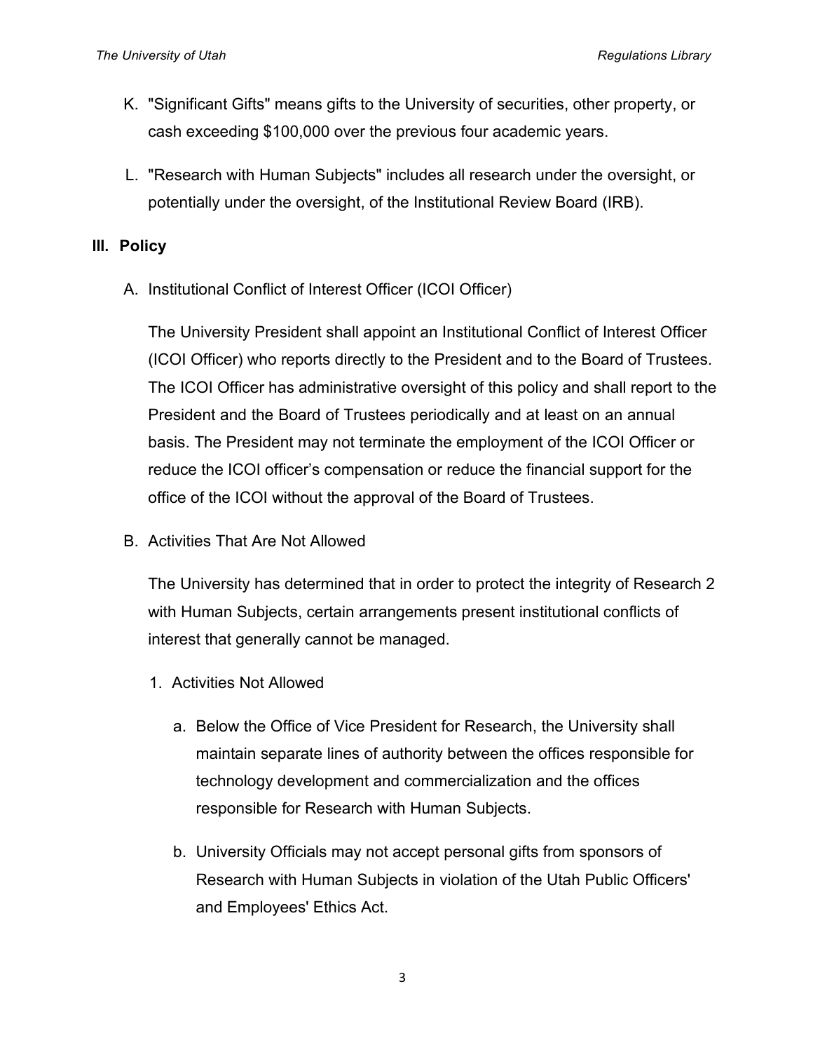K. "Significant Gifts" means gifts to the University of securities, other property, or cash exceeding $100,000 over the previous four academic years.

L. "Research with Human Subjects" includes all research under the oversight, or potentially under the oversight, of the Institutional Review Board (IRB).

## III. Policy

A. Institutional Conflict of Interest Officer (ICOI Officer)

The University President shall appoint an Institutional Conflict of Interest Officer (ICOI Officer) who reports directly to the President and to the Board of Trustees. The ICOI Officer has administrative oversight of this policy and shall report to the President and the Board of Trustees periodically and at least on an annual basis. The President may not terminate the employment of the ICOI Officer or reduce the ICOI officer's compensation or reduce the financial support for the office of the ICOI without the approval of the Board of Trustees.

B. Activities That Are Not Allowed

The University has determined that in order to protect the integrity of Research 2 with Human Subjects, certain arrangements present institutional conflicts of interest that generally cannot be managed.

1. Activities Not Allowed

   a. Below the Office of Vice President for Research, the University shall maintain separate lines of authority between the offices responsible for technology development and commercialization and the offices responsible for Research with Human Subjects.

   b. University Officials may not accept personal gifts from sponsors of Research with Human Subjects in violation of the Utah Public Officers' and Employees' Ethics Act.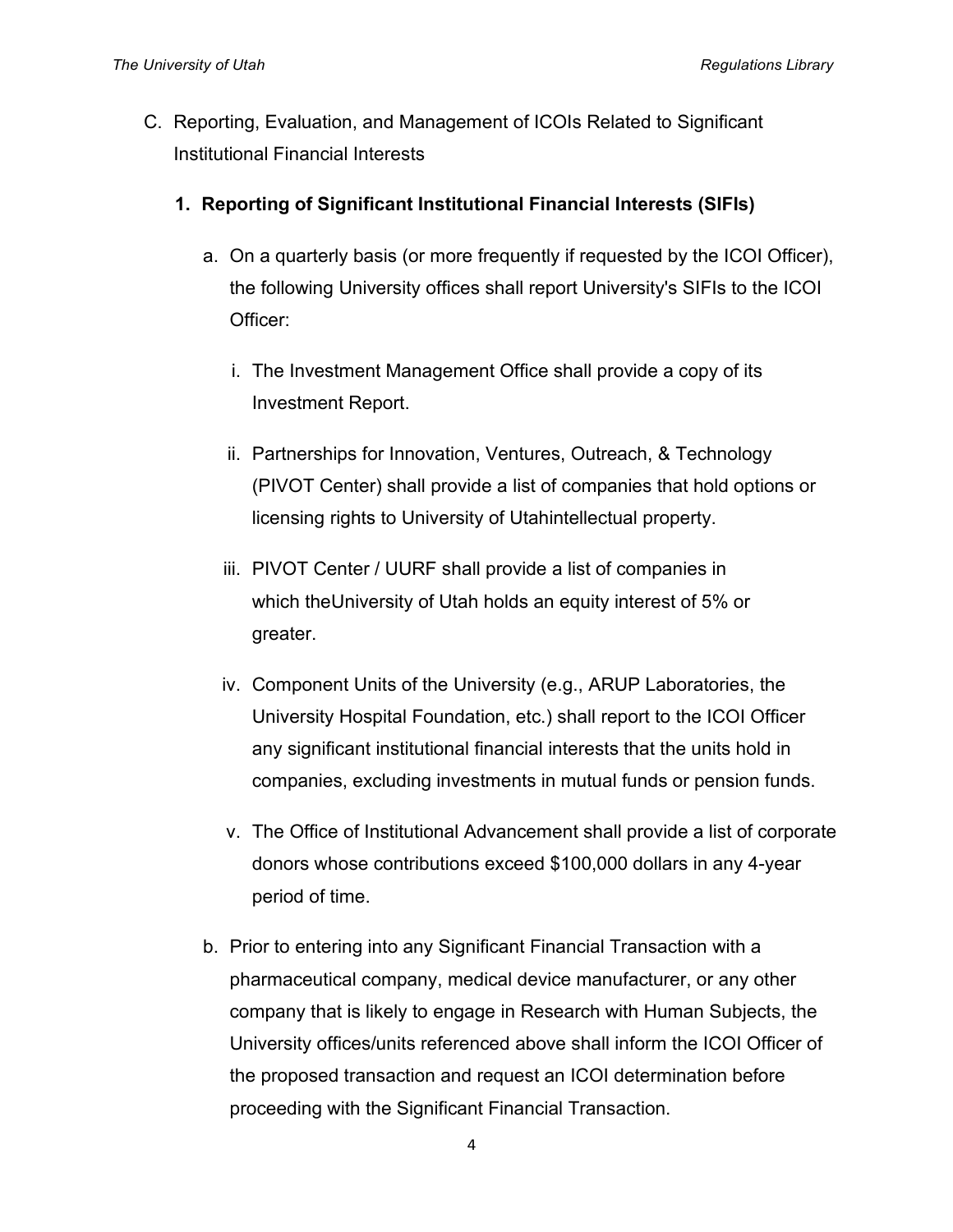C. Reporting, Evaluation, and Management of ICOIs Related to Significant Institutional Financial Interests

   **1. Reporting of Significant Institutional Financial Interests (SIFIs)**

      a. On a quarterly basis (or more frequently if requested by the ICOI Officer), the following University offices shall report University's SIFIs to the ICOI Officer:

         i. The Investment Management Office shall provide a copy of its Investment Report.

         ii. Partnerships for Innovation, Ventures, Outreach, & Technology (PIVOT Center) shall provide a list of companies that hold options or licensing rights to University of Utahintellectual property.

         iii. PIVOT Center / UURF shall provide a list of companies in which theUniversity of Utah holds an equity interest of 5% or greater.

         iv. Component Units of the University (e.g., ARUP Laboratories, the University Hospital Foundation, etc.) shall report to the ICOI Officer any significant institutional financial interests that the units hold in companies, excluding investments in mutual funds or pension funds.

         v. The Office of Institutional Advancement shall provide a list of corporate donors whose contributions exceed $100,000 dollars in any 4-year period of time.

      b. Prior to entering into any Significant Financial Transaction with a pharmaceutical company, medical device manufacturer, or any other company that is likely to engage in Research with Human Subjects, the University offices/units referenced above shall inform the ICOI Officer of the proposed transaction and request an ICOI determination before proceeding with the Significant Financial Transaction.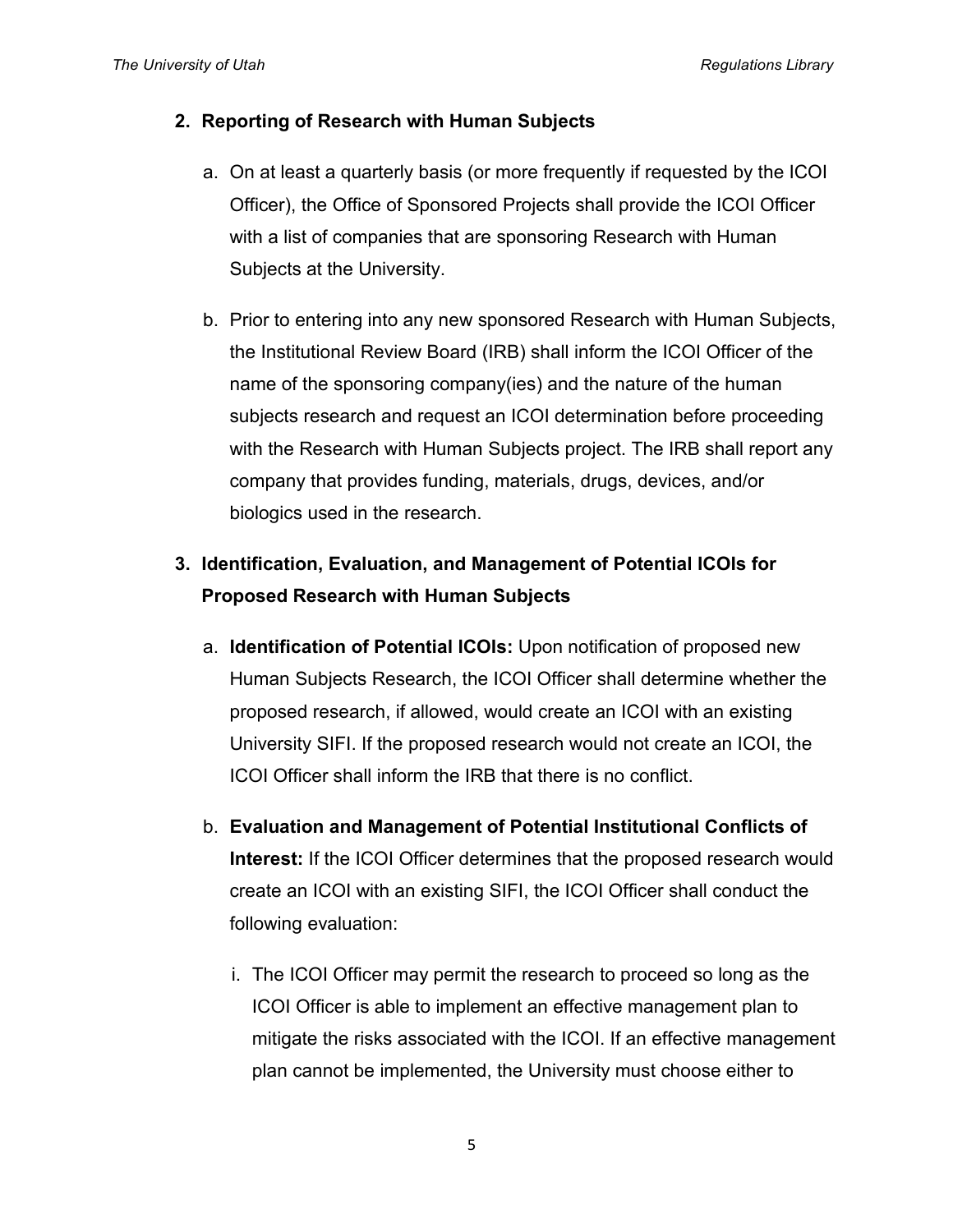2. **Reporting of Research with Human Subjects**

   a. On at least a quarterly basis (or more frequently if requested by the ICOI Officer), the Office of Sponsored Projects shall provide the ICOI Officer with a list of companies that are sponsoring Research with Human Subjects at the University.

   b. Prior to entering into any new sponsored Research with Human Subjects, the Institutional Review Board (IRB) shall inform the ICOI Officer of the name of the sponsoring company(ies) and the nature of the human subjects research and request an ICOI determination before proceeding with the Research with Human Subjects project. The IRB shall report any company that provides funding, materials, drugs, devices, and/or biologics used in the research.

3. **Identification, Evaluation, and Management of Potential ICOIs for Proposed Research with Human Subjects**

   a. **Identification of Potential ICOIs:** Upon notification of proposed new Human Subjects Research, the ICOI Officer shall determine whether the proposed research, if allowed, would create an ICOI with an existing University SIFI. If the proposed research would not create an ICOI, the ICOI Officer shall inform the IRB that there is no conflict.

   b. **Evaluation and Management of Potential Institutional Conflicts of Interest:** If the ICOI Officer determines that the proposed research would create an ICOI with an existing SIFI, the ICOI Officer shall conduct the following evaluation:

      i. The ICOI Officer may permit the research to proceed so long as the ICOI Officer is able to implement an effective management plan to mitigate the risks associated with the ICOI. If an effective management plan cannot be implemented, the University must choose either to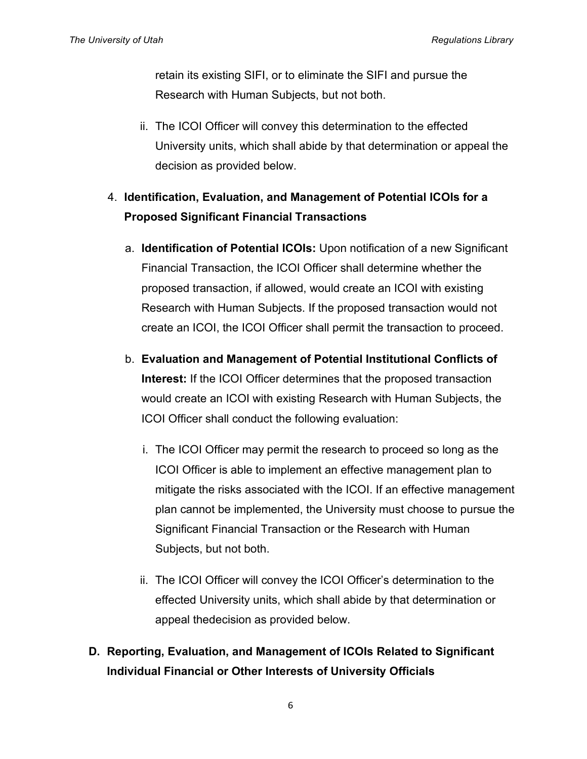retain its existing SIFI, or to eliminate the SIFI and pursue the Research with Human Subjects, but not both.

ii. The ICOI Officer will convey this determination to the effected University units, which shall abide by that determination or appeal the decision as provided below.

4. **Identification, Evaluation, and Management of Potential ICOIs for a Proposed Significant Financial Transactions**

   a. **Identification of Potential ICOIs:** Upon notification of a new Significant Financial Transaction, the ICOI Officer shall determine whether the proposed transaction, if allowed, would create an ICOI with existing Research with Human Subjects. If the proposed transaction would not create an ICOI, the ICOI Officer shall permit the transaction to proceed.

   b. **Evaluation and Management of Potential Institutional Conflicts of Interest:** If the ICOI Officer determines that the proposed transaction would create an ICOI with existing Research with Human Subjects, the ICOI Officer shall conduct the following evaluation:

      i. The ICOI Officer may permit the research to proceed so long as the ICOI Officer is able to implement an effective management plan to mitigate the risks associated with the ICOI. If an effective management plan cannot be implemented, the University must choose to pursue the Significant Financial Transaction or the Research with Human Subjects, but not both.

      ii. The ICOI Officer will convey the ICOI Officer's determination to the effected University units, which shall abide by that determination or appeal thedecision as provided below.

**D. Reporting, Evaluation, and Management of ICOIs Related to Significant Individual Financial or Other Interests of University Officials**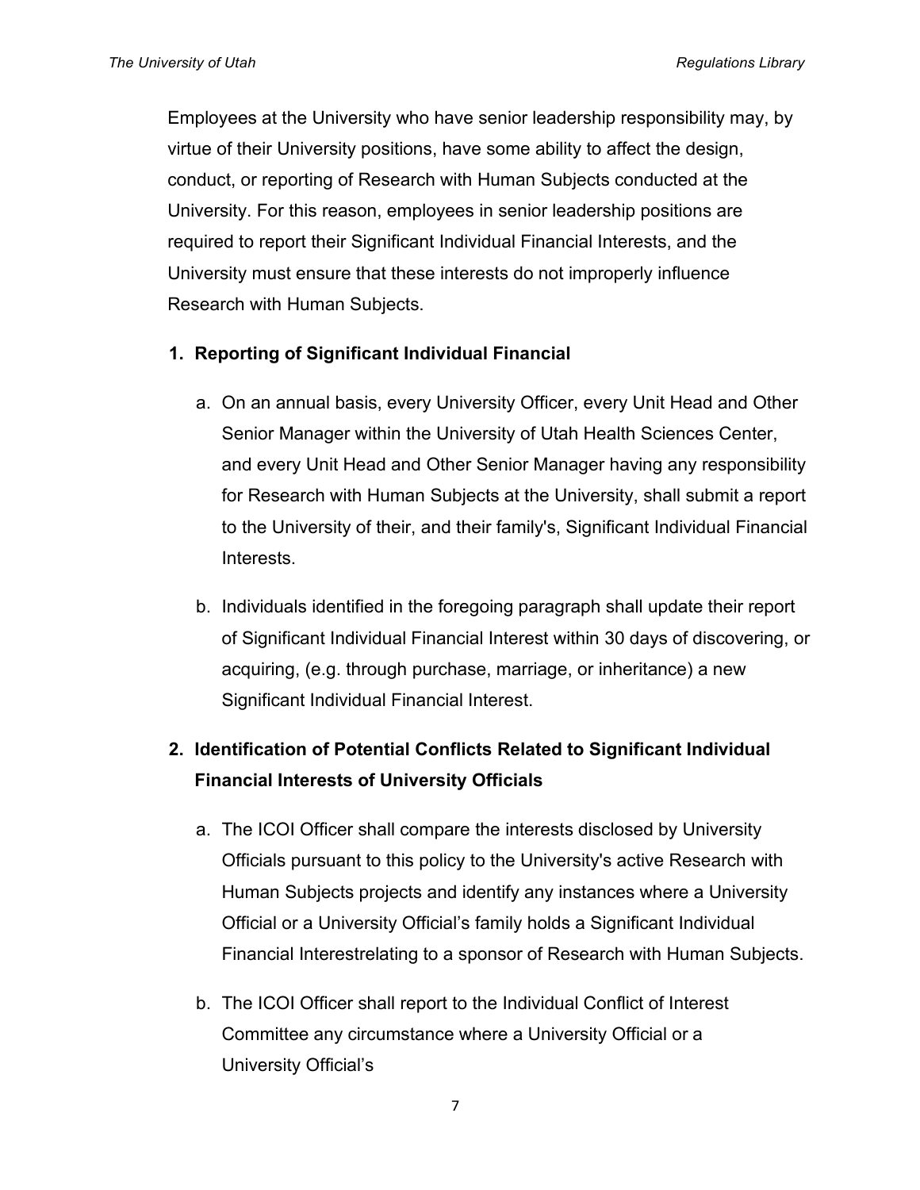Employees at the University who have senior leadership responsibility may, by virtue of their University positions, have some ability to affect the design, conduct, or reporting of Research with Human Subjects conducted at the University. For this reason, employees in senior leadership positions are required to report their Significant Individual Financial Interests, and the University must ensure that these interests do not improperly influence Research with Human Subjects.

1. **Reporting of Significant Individual Financial**

   a. On an annual basis, every University Officer, every Unit Head and Other Senior Manager within the University of Utah Health Sciences Center, and every Unit Head and Other Senior Manager having any responsibility for Research with Human Subjects at the University, shall submit a report to the University of their, and their family's, Significant Individual Financial Interests.

   b. Individuals identified in the foregoing paragraph shall update their report of Significant Individual Financial Interest within 30 days of discovering, or acquiring, (e.g. through purchase, marriage, or inheritance) a new Significant Individual Financial Interest.

2. **Identification of Potential Conflicts Related to Significant Individual Financial Interests of University Officials**

   a. The ICOI Officer shall compare the interests disclosed by University Officials pursuant to this policy to the University's active Research with Human Subjects projects and identify any instances where a University Official or a University Official's family holds a Significant Individual Financial Interestrelating to a sponsor of Research with Human Subjects.

   b. The ICOI Officer shall report to the Individual Conflict of Interest Committee any circumstance where a University Official or a University Official's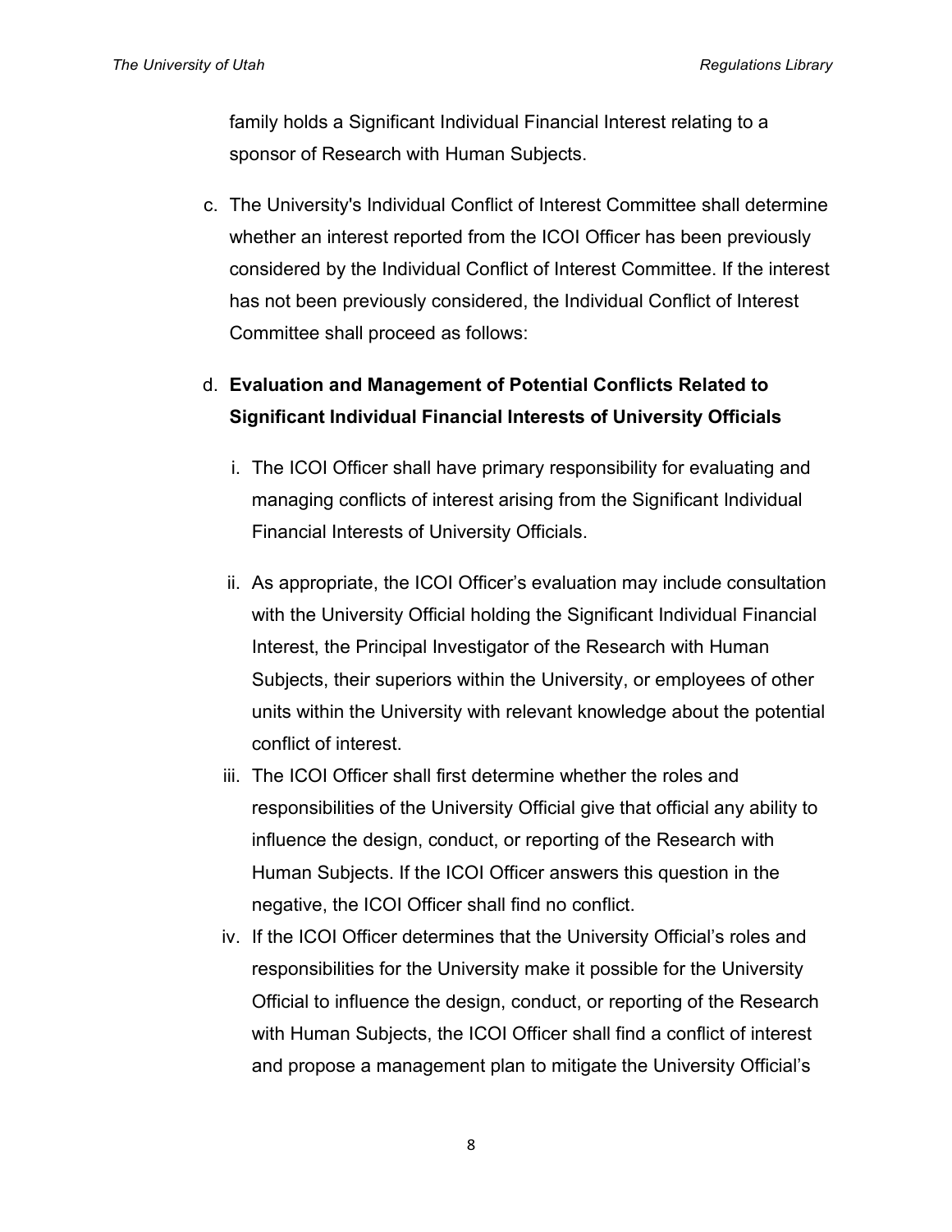family holds a Significant Individual Financial Interest relating to a sponsor of Research with Human Subjects.

c. The University's Individual Conflict of Interest Committee shall determine whether an interest reported from the ICOI Officer has been previously considered by the Individual Conflict of Interest Committee. If the interest has not been previously considered, the Individual Conflict of Interest Committee shall proceed as follows:

d. **Evaluation and Management of Potential Conflicts Related to Significant Individual Financial Interests of University Officials**

   i. The ICOI Officer shall have primary responsibility for evaluating and managing conflicts of interest arising from the Significant Individual Financial Interests of University Officials.

   ii. As appropriate, the ICOI Officer's evaluation may include consultation with the University Official holding the Significant Individual Financial Interest, the Principal Investigator of the Research with Human Subjects, their superiors within the University, or employees of other units within the University with relevant knowledge about the potential conflict of interest.

   iii. The ICOI Officer shall first determine whether the roles and responsibilities of the University Official give that official any ability to influence the design, conduct, or reporting of the Research with Human Subjects. If the ICOI Officer answers this question in the negative, the ICOI Officer shall find no conflict.

   iv. If the ICOI Officer determines that the University Official's roles and responsibilities for the University make it possible for the University Official to influence the design, conduct, or reporting of the Research with Human Subjects, the ICOI Officer shall find a conflict of interest and propose a management plan to mitigate the University Official's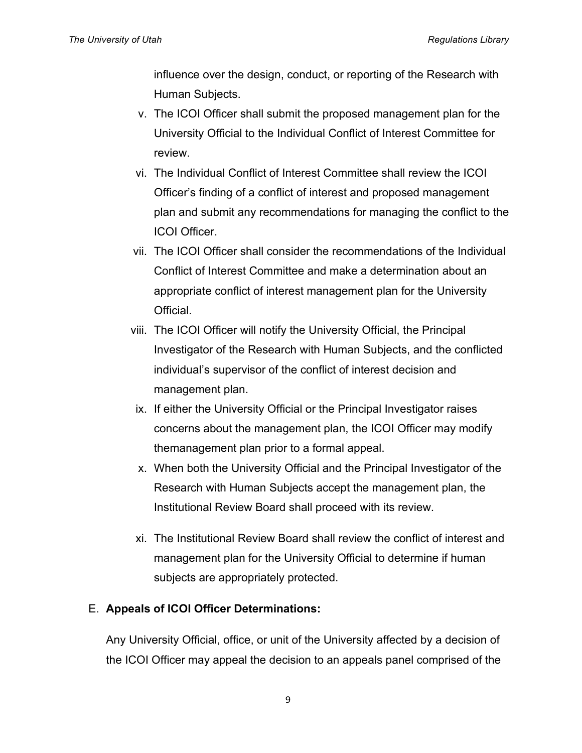influence over the design, conduct, or reporting of the Research with Human Subjects.

v. The ICOI Officer shall submit the proposed management plan for the University Official to the Individual Conflict of Interest Committee for review.

vi. The Individual Conflict of Interest Committee shall review the ICOI Officer's finding of a conflict of interest and proposed management plan and submit any recommendations for managing the conflict to the ICOI Officer.

vii. The ICOI Officer shall consider the recommendations of the Individual Conflict of Interest Committee and make a determination about an appropriate conflict of interest management plan for the University Official.

viii. The ICOI Officer will notify the University Official, the Principal Investigator of the Research with Human Subjects, and the conflicted individual's supervisor of the conflict of interest decision and management plan.

ix. If either the University Official or the Principal Investigator raises concerns about the management plan, the ICOI Officer may modify themanagement plan prior to a formal appeal.

x. When both the University Official and the Principal Investigator of the Research with Human Subjects accept the management plan, the Institutional Review Board shall proceed with its review.

xi. The Institutional Review Board shall review the conflict of interest and management plan for the University Official to determine if human subjects are appropriately protected.

E. **Appeals of ICOI Officer Determinations:**

Any University Official, office, or unit of the University affected by a decision of the ICOI Officer may appeal the decision to an appeals panel comprised of the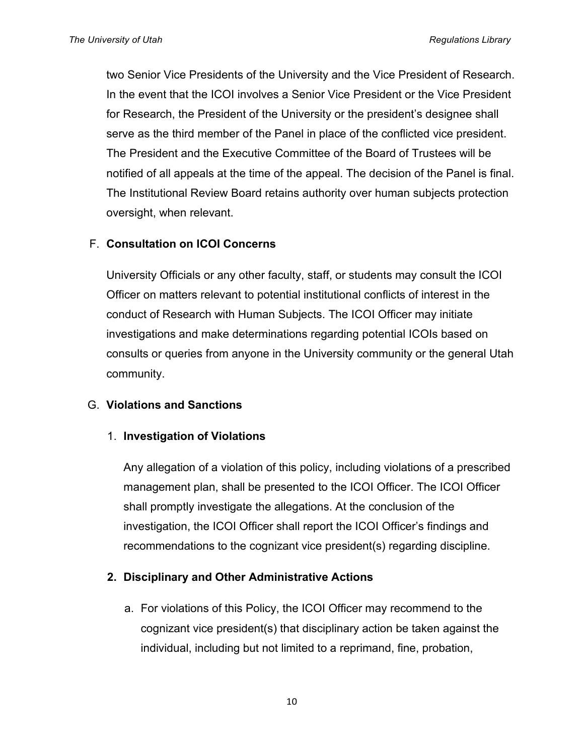two Senior Vice Presidents of the University and the Vice President of Research. In the event that the ICOI involves a Senior Vice President or the Vice President for Research, the President of the University or the president's designee shall serve as the third member of the Panel in place of the conflicted vice president. The President and the Executive Committee of the Board of Trustees will be notified of all appeals at the time of the appeal. The decision of the Panel is final. The Institutional Review Board retains authority over human subjects protection oversight, when relevant.

F. **Consultation on ICOI Concerns**

University Officials or any other faculty, staff, or students may consult the ICOI Officer on matters relevant to potential institutional conflicts of interest in the conduct of Research with Human Subjects. The ICOI Officer may initiate investigations and make determinations regarding potential ICOIs based on consults or queries from anyone in the University community or the general Utah community.

G. **Violations and Sanctions**

1. **Investigation of Violations**

Any allegation of a violation of this policy, including violations of a prescribed management plan, shall be presented to the ICOI Officer. The ICOI Officer shall promptly investigate the allegations. At the conclusion of the investigation, the ICOI Officer shall report the ICOI Officer's findings and recommendations to the cognizant vice president(s) regarding discipline.

2. **Disciplinary and Other Administrative Actions**

a. For violations of this Policy, the ICOI Officer may recommend to the cognizant vice president(s) that disciplinary action be taken against the individual, including but not limited to a reprimand, fine, probation,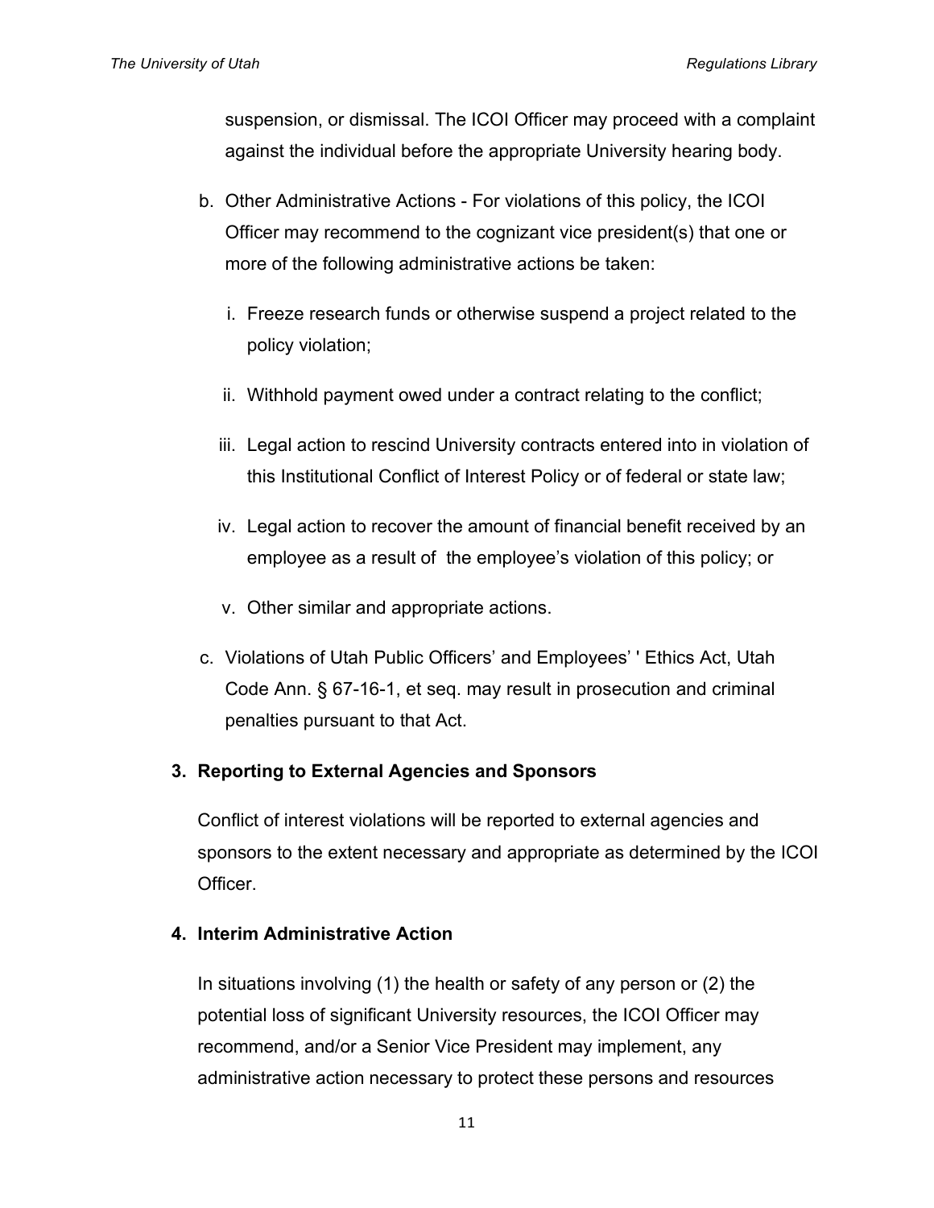suspension, or dismissal. The ICOI Officer may proceed with a complaint against the individual before the appropriate University hearing body.

b. Other Administrative Actions - For violations of this policy, the ICOI Officer may recommend to the cognizant vice president(s) that one or more of the following administrative actions be taken:

   i. Freeze research funds or otherwise suspend a project related to the policy violation;

   ii. Withhold payment owed under a contract relating to the conflict;

   iii. Legal action to rescind University contracts entered into in violation of this Institutional Conflict of Interest Policy or of federal or state law;

   iv. Legal action to recover the amount of financial benefit received by an employee as a result of the employee's violation of this policy; or

   v. Other similar and appropriate actions.

c. Violations of Utah Public Officers' and Employees' ' Ethics Act, Utah Code Ann. § 67-16-1, et seq. may result in prosecution and criminal penalties pursuant to that Act.

**3. Reporting to External Agencies and Sponsors**

Conflict of interest violations will be reported to external agencies and sponsors to the extent necessary and appropriate as determined by the ICOI Officer.

**4. Interim Administrative Action**

In situations involving (1) the health or safety of any person or (2) the potential loss of significant University resources, the ICOI Officer may recommend, and/or a Senior Vice President may implement, any administrative action necessary to protect these persons and resources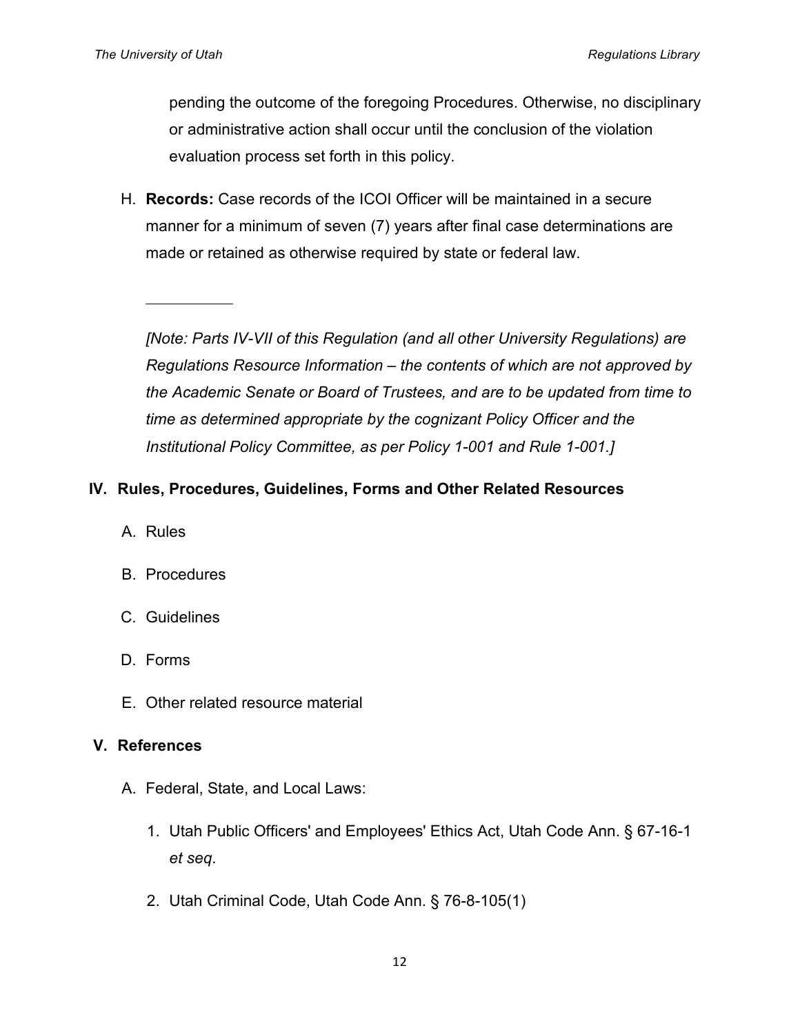pending the outcome of the foregoing Procedures. Otherwise, no disciplinary or administrative action shall occur until the conclusion of the violation evaluation process set forth in this policy.

H. **Records:** Case records of the ICOI Officer will be maintained in a secure manner for a minimum of seven (7) years after final case determinations are made or retained as otherwise required by state or federal law.

---

*[Note: Parts IV-VII of this Regulation (and all other University Regulations) are Regulations Resource Information – the contents of which are not approved by the Academic Senate or Board of Trustees, and are to be updated from time to time as determined appropriate by the cognizant Policy Officer and the Institutional Policy Committee, as per Policy 1-001 and Rule 1-001.]*

## IV. Rules, Procedures, Guidelines, Forms and Other Related Resources

A. Rules

B. Procedures

C. Guidelines

D. Forms

E. Other related resource material

## V. References

A. Federal, State, and Local Laws:

1. Utah Public Officers' and Employees' Ethics Act, Utah Code Ann. § 67-16-1 *et seq*.

2. Utah Criminal Code, Utah Code Ann. § 76-8-105(1)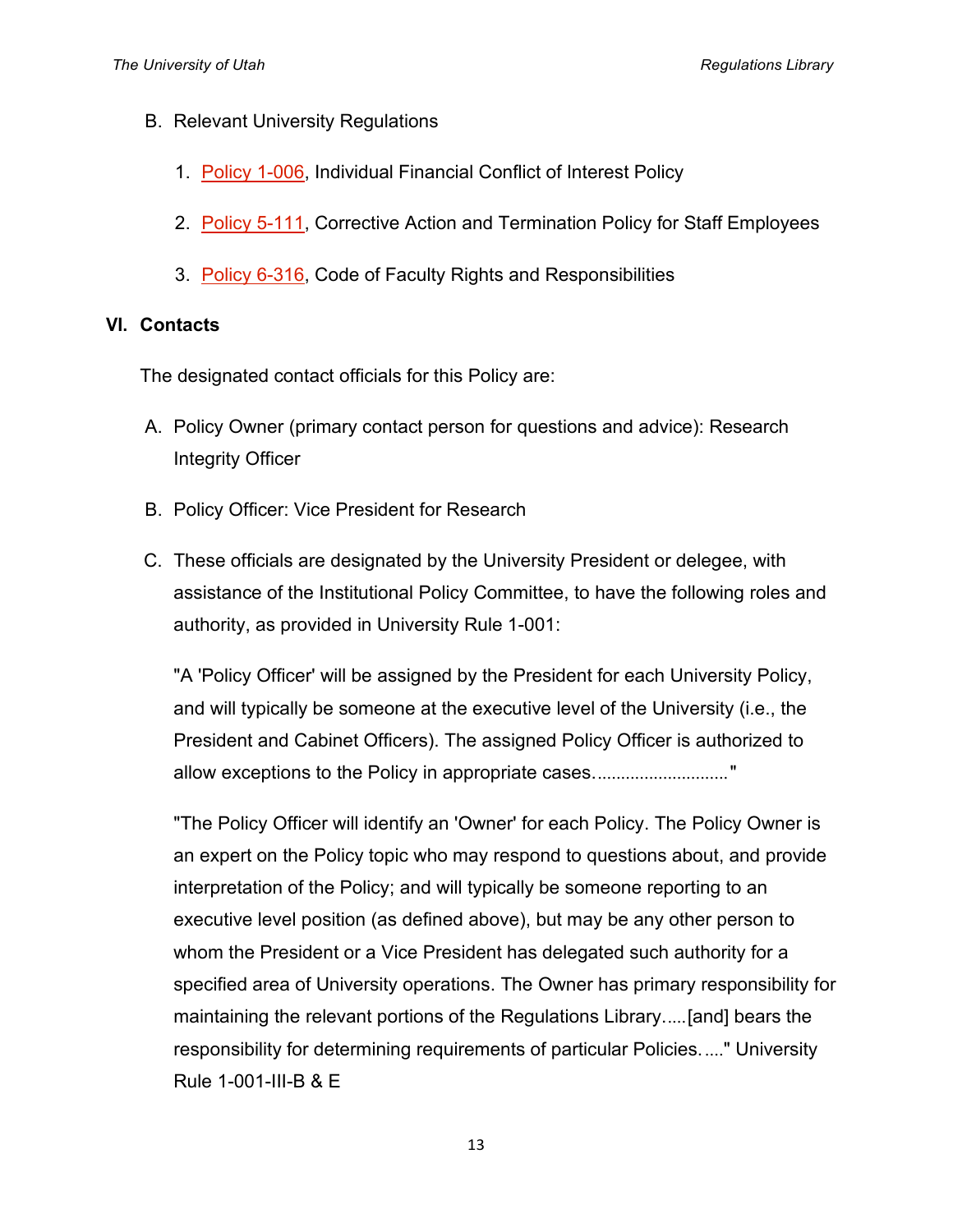B. Relevant University Regulations

1. Policy 1-006, Individual Financial Conflict of Interest Policy
2. Policy 5-111, Corrective Action and Termination Policy for Staff Employees
3. Policy 6-316, Code of Faculty Rights and Responsibilities

## VI. Contacts

The designated contact officials for this Policy are:

A. Policy Owner (primary contact person for questions and advice): Research Integrity Officer

B. Policy Officer: Vice President for Research

C. These officials are designated by the University President or delegee, with assistance of the Institutional Policy Committee, to have the following roles and authority, as provided in University Rule 1-001:

"A 'Policy Officer' will be assigned by the President for each University Policy, and will typically be someone at the executive level of the University (i.e., the President and Cabinet Officers). The assigned Policy Officer is authorized to allow exceptions to the Policy in appropriate cases............................"

"The Policy Officer will identify an 'Owner' for each Policy. The Policy Owner is an expert on the Policy topic who may respond to questions about, and provide interpretation of the Policy; and will typically be someone reporting to an executive level position (as defined above), but may be any other person to whom the President or a Vice President has delegated such authority for a specified area of University operations. The Owner has primary responsibility for maintaining the relevant portions of the Regulations Library.....[and] bears the responsibility for determining requirements of particular Policies....." University Rule 1-001-III-B & E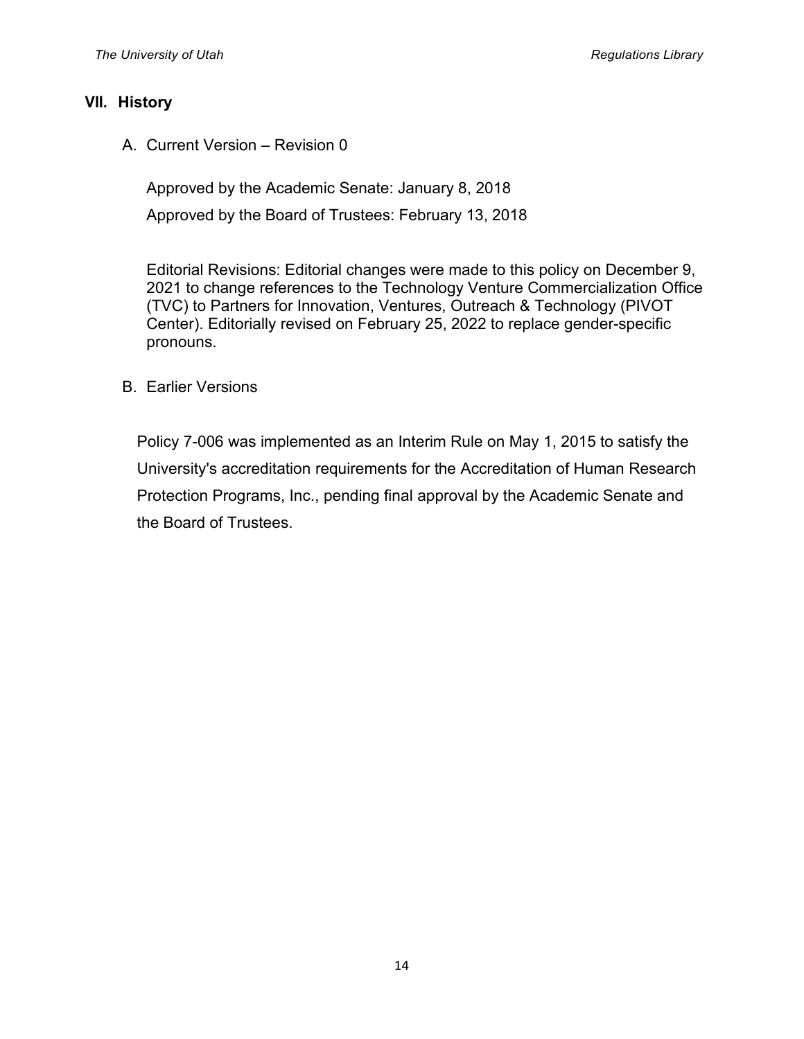## VII. History

A. Current Version – Revision 0

Approved by the Academic Senate: January 8, 2018

Approved by the Board of Trustees: February 13, 2018

Editorial Revisions: Editorial changes were made to this policy on December 9, 2021 to change references to the Technology Venture Commercialization Office (TVC) to Partners for Innovation, Ventures, Outreach & Technology (PIVOT Center). Editorially revised on February 25, 2022 to replace gender-specific pronouns.

B. Earlier Versions

Policy 7-006 was implemented as an Interim Rule on May 1, 2015 to satisfy the University's accreditation requirements for the Accreditation of Human Research Protection Programs, Inc., pending final approval by the Academic Senate and the Board of Trustees.